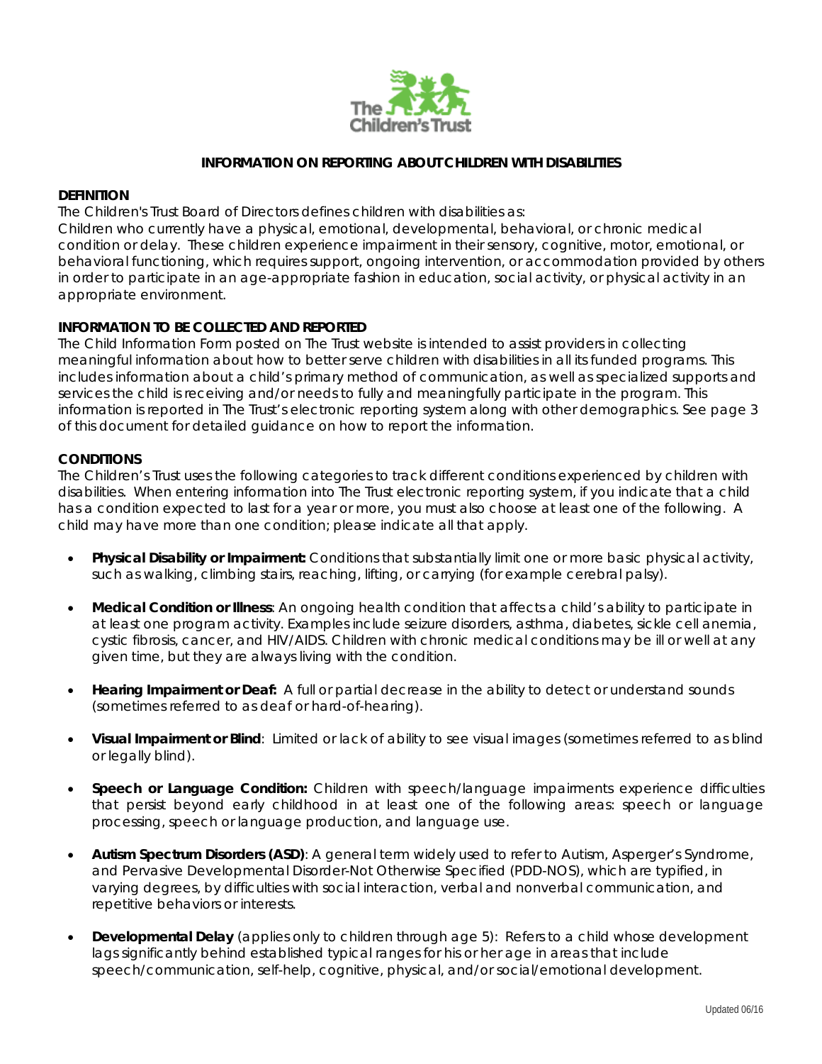The Children's Trust

# INFORMATION ON REPORTING ABOUT CHILDREN WITH DISABILITIES

**DEFINITION**

The Children's Trust Board of Directors defines children with disabilities as:

Children who currently have a physical, emotional, developmental, behavioral, or chronic medical condition or delay. These children experience impairment in their sensory, cognitive, motor, emotional, or behavioral functioning, which requires support, ongoing intervention, or accommodation provided by others in order to participate in an age-appropriate fashion in education, social activity, or physical activity in an appropriate environment.

**INFORMATION TO BE COLLECTED AND REPORTED**

The Child Information Form posted on The Trust website is intended to assist providers in collecting meaningful information about how to better serve children with disabilities in all its funded programs. This includes information about a child's primary method of communication, as well as specialized supports and services the child is receiving and/or needs to fully and meaningfully participate in the program. This information is reported in The Trust's electronic reporting system along with other demographics. See page 3 of this document for detailed guidance on how to report the information.

**CONDITIONS**

The Children's Trust uses the following categories to track different conditions experienced by children with disabilities. When entering information into The Trust electronic reporting system, if you indicate that a child has a condition expected to last for a year or more, you must also choose at least one of the following. A child may have more than one condition; please indicate all that apply.

- **Physical Disability or Impairment:** Conditions that substantially limit one or more basic physical activity, such as walking, climbing stairs, reaching, lifting, or carrying (for example cerebral palsy).
- **Medical Condition or Illness**: An ongoing health condition that affects a child's ability to participate in at least one program activity. Examples include seizure disorders, asthma, diabetes, sickle cell anemia, cystic fibrosis, cancer, and HIV/AIDS. Children with chronic medical conditions may be ill or well at any given time, but they are always living with the condition.
- **Hearing Impairment or Deaf:** A full or partial decrease in the ability to detect or understand sounds (sometimes referred to as deaf or hard-of-hearing).
- **Visual Impairment or Blind**: Limited or lack of ability to see visual images (sometimes referred to as blind or legally blind).
- **Speech or Language Condition:** Children with speech/language impairments experience difficulties that persist beyond early childhood in at least one of the following areas: speech or language processing, speech or language production, and language use.
- **Autism Spectrum Disorders (ASD)**: A general term widely used to refer to Autism, Asperger's Syndrome, and Pervasive Developmental Disorder-Not Otherwise Specified (PDD-NOS), which are typified, in varying degrees, by difficulties with social interaction, verbal and nonverbal communication, and repetitive behaviors or interests.
- **Developmental Delay** (applies only to children through age 5): Refers to a child whose development lags significantly behind established typical ranges for his or her age in areas that include speech/communication, self-help, cognitive, physical, and/or social/emotional development.

Updated 06/16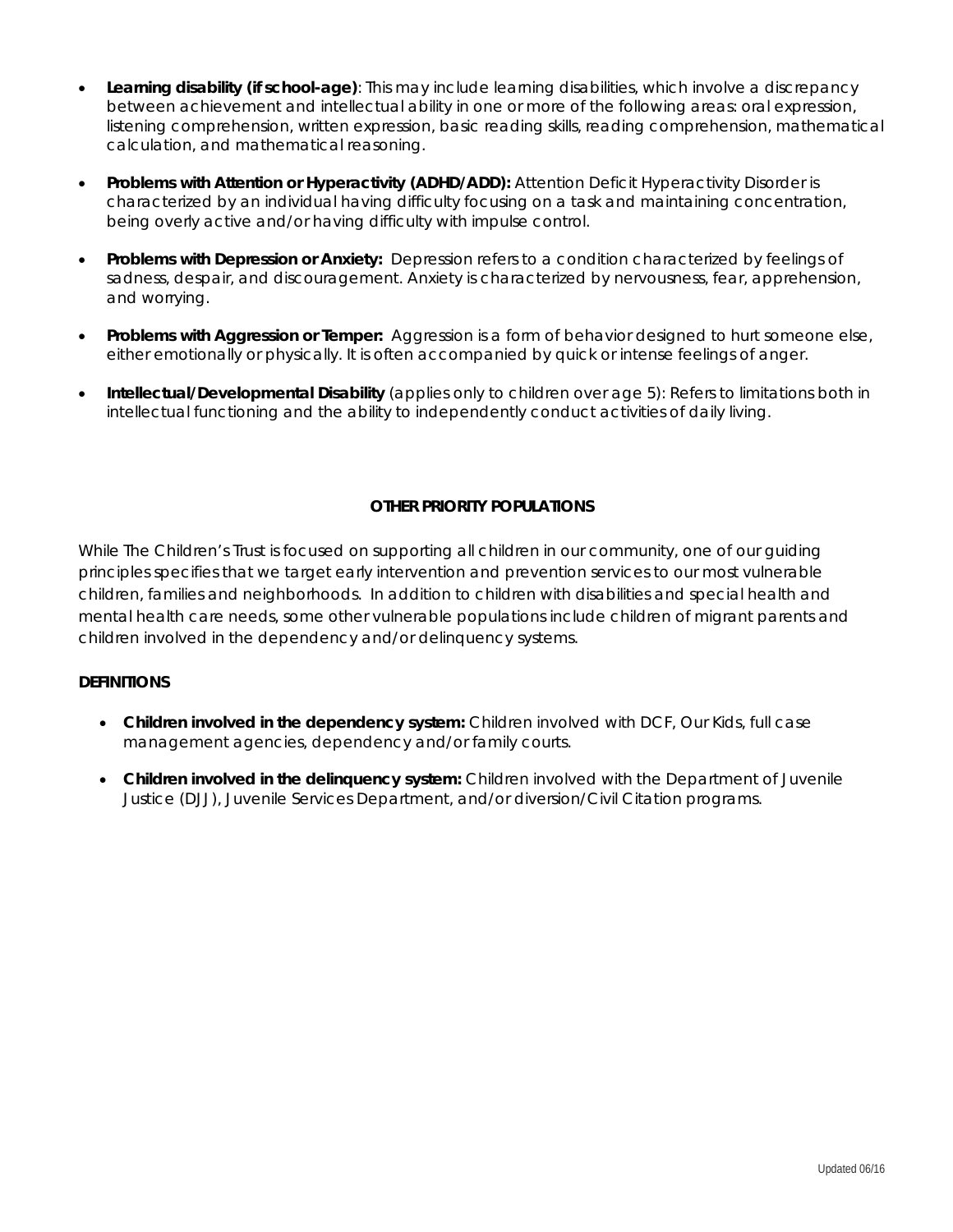- **Learning disability (if school-age)**: This may include learning disabilities, which involve a discrepancy between achievement and intellectual ability in one or more of the following areas: oral expression, listening comprehension, written expression, basic reading skills, reading comprehension, mathematical calculation, and mathematical reasoning.
- **Problems with Attention or Hyperactivity (ADHD/ADD):** Attention Deficit Hyperactivity Disorder is characterized by an individual having difficulty focusing on a task and maintaining concentration, being overly active and/or having difficulty with impulse control.
- **Problems with Depression or Anxiety:** Depression refers to a condition characterized by feelings of sadness, despair, and discouragement. Anxiety is characterized by nervousness, fear, apprehension, and worrying.
- **Problems with Aggression or Temper:** Aggression is a form of behavior designed to hurt someone else, either emotionally or physically. It is often accompanied by quick or intense feelings of anger.
- **Intellectual/Developmental Disability** (applies only to children over age 5): Refers to limitations both in intellectual functioning and the ability to independently conduct activities of daily living.

## OTHER PRIORITY POPULATIONS

While The Children's Trust is focused on supporting all children in our community, one of our guiding principles specifies that we target early intervention and prevention services to our most vulnerable children, families and neighborhoods. In addition to children with disabilities and special health and mental health care needs, some other vulnerable populations include children of migrant parents and children involved in the dependency and/or delinquency systems.

### DEFINITIONS

- **Children involved in the dependency system:** Children involved with DCF, Our Kids, full case management agencies, dependency and/or family courts.
- **Children involved in the delinquency system:** Children involved with the Department of Juvenile Justice (DJJ), Juvenile Services Department, and/or diversion/Civil Citation programs.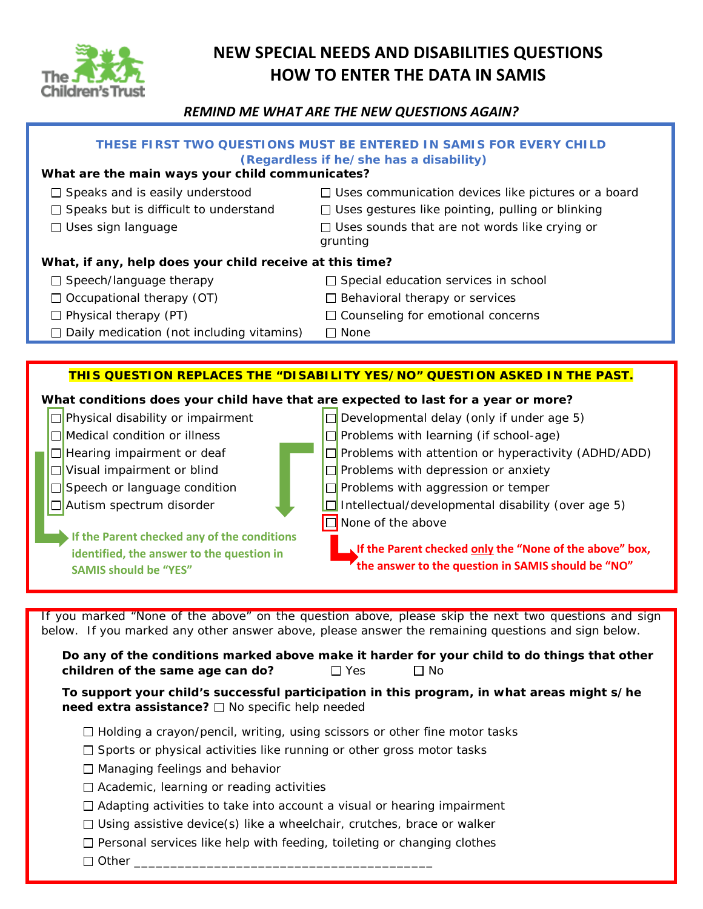# NEW SPECIAL NEEDS AND DISABILITIES QUESTIONS
# HOW TO ENTER THE DATA IN SAMIS

*REMIND ME WHAT ARE THE NEW QUESTIONS AGAIN?*

**THESE FIRST TWO QUESTIONS MUST BE ENTERED IN SAMIS FOR EVERY CHILD (Regardless if he/she has a disability)**

**What are the main ways your child communicates?**

- ☐ Speaks and is easily understood
- ☐ Speaks but is difficult to understand
- ☐ Uses sign language
- ☐ Uses communication devices like pictures or a board
- ☐ Uses gestures like pointing, pulling or blinking
- ☐ Uses sounds that are not words like crying or grunting

**What, if any, help does your child receive at this time?**

- ☐ Speech/language therapy
- ☐ Occupational therapy (OT)
- ☐ Physical therapy (PT)
- ☐ Daily medication (not including vitamins)
- ☐ Special education services in school
- ☐ Behavioral therapy or services
- ☐ Counseling for emotional concerns
- ☐ None

**THIS QUESTION REPLACES THE "DISABILITY YES/NO" QUESTION ASKED IN THE PAST.**

**What conditions does your child have that are expected to last for a year or more?**

- ☐ Physical disability or impairment
- ☐ Medical condition or illness
- ☐ Hearing impairment or deaf
- ☐ Visual impairment or blind
- ☐ Speech or language condition
- ☐ Autism spectrum disorder
- ☐ Developmental delay (only if under age 5)
- ☐ Problems with learning (if school-age)
- ☐ Problems with attention or hyperactivity (ADHD/ADD)
- ☐ Problems with depression or anxiety
- ☐ Problems with aggression or temper
- ☐ Intellectual/developmental disability (over age 5)
- ☐ None of the above

**If the Parent checked any of the conditions identified, the answer to the question in SAMIS should be "YES"**

**If the Parent checked only the "None of the above" box, the answer to the question in SAMIS should be "NO"**

If you marked "None of the above" on the question above, please skip the next two questions and sign below. If you marked any other answer above, please answer the remaining questions and sign below.

**Do any of the conditions marked above make it harder for your child to do things that other children of the same age can do?** ☐ Yes ☐ No

**To support your child's successful participation in this program, in what areas might s/he need extra assistance?** ☐ No specific help needed

- ☐ Holding a crayon/pencil, writing, using scissors or other fine motor tasks
- ☐ Sports or physical activities like running or other gross motor tasks
- ☐ Managing feelings and behavior
- ☐ Academic, learning or reading activities
- ☐ Adapting activities to take into account a visual or hearing impairment
- ☐ Using assistive device(s) like a wheelchair, crutches, brace or walker
- ☐ Personal services like help with feeding, toileting or changing clothes
- ☐ Other ________________________________________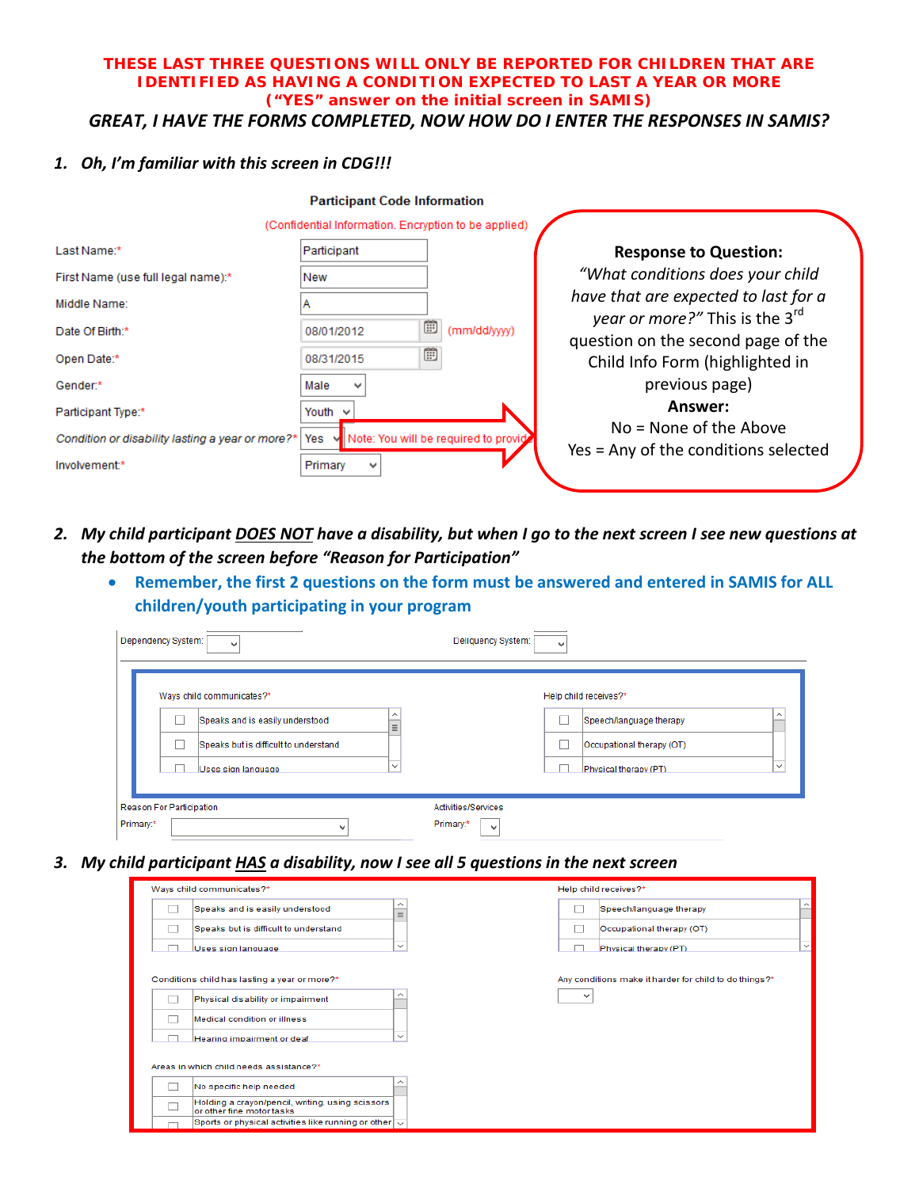**THESE LAST THREE QUESTIONS WILL ONLY BE REPORTED FOR CHILDREN THAT ARE IDENTIFIED AS HAVING A CONDITION EXPECTED TO LAST A YEAR OR MORE ("YES" answer on the initial screen in SAMIS)**

## *GREAT, I HAVE THE FORMS COMPLETED, NOW HOW DO I ENTER THE RESPONSES IN SAMIS?*

### 1. *Oh, I'm familiar with this screen in CDG!!!*

**Participant Code Information**

(Confidential Information. Encryption to be applied)

| | |
|---|---|
| Last Name:* | Participant |
| First Name (use full legal name):* | New |
| Middle Name: | A |
| Date Of Birth:* | 08/01/2012 (mm/dd/yyyy) |
| Open Date:* | 08/31/2015 |
| Gender:* | Male |
| Participant Type:* | Youth |
| *Condition or disability lasting a year or more?** | Yes — Note: You will be required to provid |
| Involvement:* | Primary |

**Response to Question:**
*"What conditions does your child have that are expected to last for a year or more?"* This is the 3rd question on the second page of the Child Info Form (highlighted in previous page)

**Answer:**
No = None of the Above
Yes = Any of the conditions selected

### 2. *My child participant <u>DOES NOT</u> have a disability, but when I go to the next screen I see new questions at the bottom of the screen before "Reason for Participation"*

- **Remember, the first 2 questions on the form must be answered and entered in SAMIS for ALL children/youth participating in your program**

Dependency System: | Deliquency System:

Ways child communicates?*
- Speaks and is easily understood
- Speaks but is difficult to understand
- Uses sign language

Help child receives?*
- Speech/language therapy
- Occupational therapy (OT)
- Physical therapy (PT)

Reason For Participation
Primary:*

Activities/Services
Primary:*

### 3. *My child participant <u>HAS</u> a disability, now I see all 5 questions in the next screen*

Ways child communicates?*
- Speaks and is easily understood
- Speaks but is difficult to understand
- Uses sign language

Help child receives?*
- Speech/language therapy
- Occupational therapy (OT)
- Physical therapy (PT)

Conditions child has lasting a year or more?*
- Physical disability or impairment
- Medical condition or illness
- Hearing impairment or deaf

Any conditions make it harder for child to do things?*

Areas in which child needs assistance?*
- No specific help needed
- Holding a crayon/pencil, writing, using scissors or other fine motor tasks
- Sports or physical activities like running or other